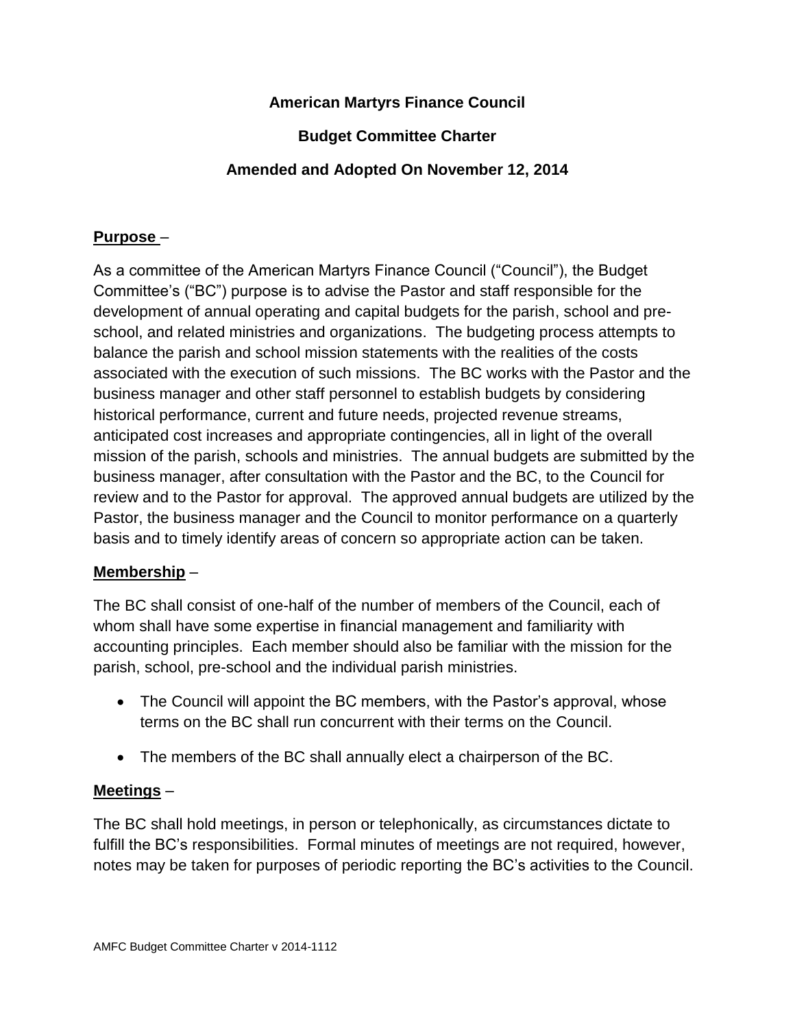# American Martyrs Finance Council

## Budget Committee Charter

## Amended and Adopted On November 12, 2014

**Purpose** –

As a committee of the American Martyrs Finance Council ("Council"), the Budget Committee's ("BC") purpose is to advise the Pastor and staff responsible for the development of annual operating and capital budgets for the parish, school and pre-school, and related ministries and organizations. The budgeting process attempts to balance the parish and school mission statements with the realities of the costs associated with the execution of such missions. The BC works with the Pastor and the business manager and other staff personnel to establish budgets by considering historical performance, current and future needs, projected revenue streams, anticipated cost increases and appropriate contingencies, all in light of the overall mission of the parish, schools and ministries. The annual budgets are submitted by the business manager, after consultation with the Pastor and the BC, to the Council for review and to the Pastor for approval. The approved annual budgets are utilized by the Pastor, the business manager and the Council to monitor performance on a quarterly basis and to timely identify areas of concern so appropriate action can be taken.

**Membership** –

The BC shall consist of one-half of the number of members of the Council, each of whom shall have some expertise in financial management and familiarity with accounting principles. Each member should also be familiar with the mission for the parish, school, pre-school and the individual parish ministries.

- The Council will appoint the BC members, with the Pastor's approval, whose terms on the BC shall run concurrent with their terms on the Council.
- The members of the BC shall annually elect a chairperson of the BC.

**Meetings** –

The BC shall hold meetings, in person or telephonically, as circumstances dictate to fulfill the BC's responsibilities. Formal minutes of meetings are not required, however, notes may be taken for purposes of periodic reporting the BC's activities to the Council.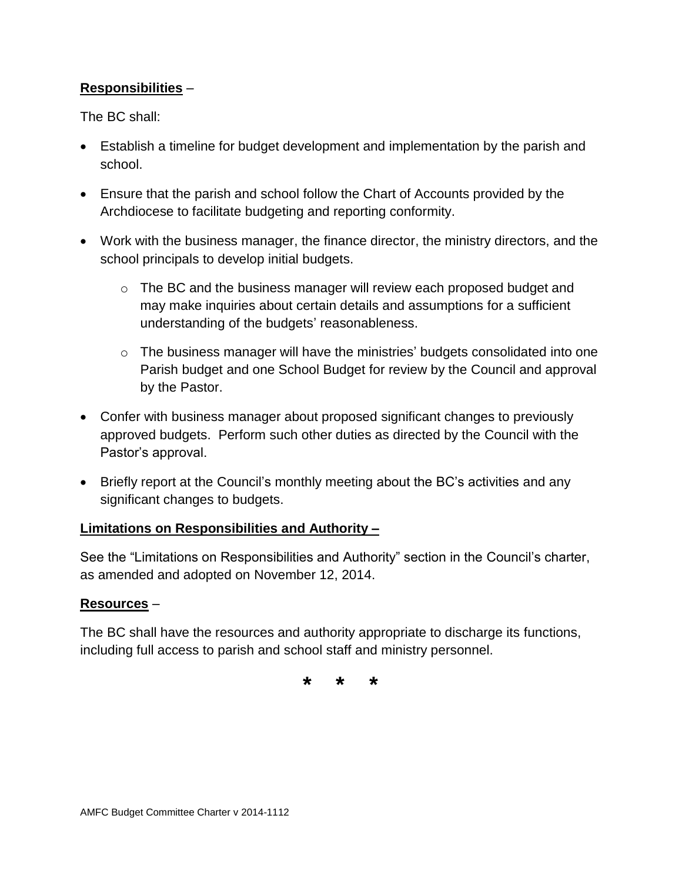**Responsibilities** –

The BC shall:

- Establish a timeline for budget development and implementation by the parish and school.
- Ensure that the parish and school follow the Chart of Accounts provided by the Archdiocese to facilitate budgeting and reporting conformity.
- Work with the business manager, the finance director, the ministry directors, and the school principals to develop initial budgets.
  - The BC and the business manager will review each proposed budget and may make inquiries about certain details and assumptions for a sufficient understanding of the budgets' reasonableness.
  - The business manager will have the ministries' budgets consolidated into one Parish budget and one School Budget for review by the Council and approval by the Pastor.
- Confer with business manager about proposed significant changes to previously approved budgets. Perform such other duties as directed by the Council with the Pastor's approval.
- Briefly report at the Council's monthly meeting about the BC's activities and any significant changes to budgets.

**Limitations on Responsibilities and Authority –**

See the "Limitations on Responsibilities and Authority" section in the Council's charter, as amended and adopted on November 12, 2014.

**Resources** –

The BC shall have the resources and authority appropriate to discharge its functions, including full access to parish and school staff and ministry personnel.

\* \* \*